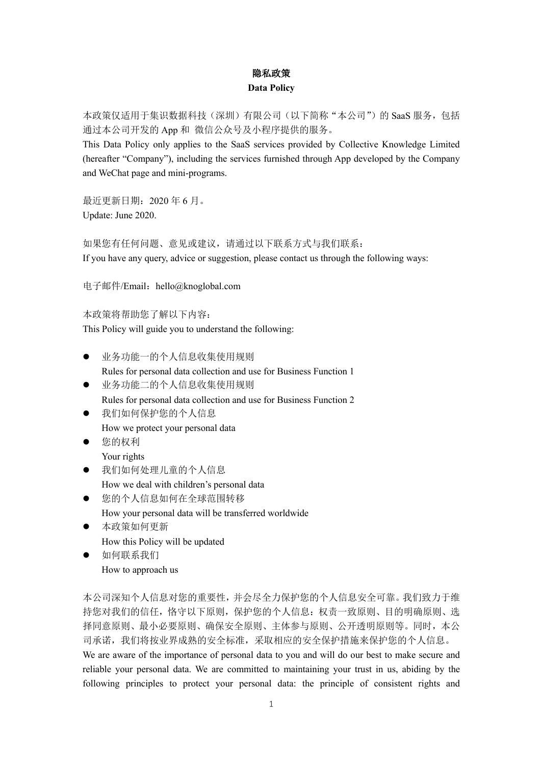# 隐私政策

# Data Policy

本政策仅适用于集识数据科技（深圳）有限公司（以下简称"本公司"）的 SaaS 服务，包括通过本公司开发的 App 和 微信公众号及小程序提供的服务。

This Data Policy only applies to the SaaS services provided by Collective Knowledge Limited (hereafter "Company"), including the services furnished through App developed by the Company and WeChat page and mini-programs.

最近更新日期：2020 年 6 月。

Update: June 2020.

如果您有任何问题、意见或建议，请通过以下联系方式与我们联系：

If you have any query, advice or suggestion, please contact us through the following ways:

电子邮件/Email：hello@knoglobal.com

本政策将帮助您了解以下内容：

This Policy will guide you to understand the following:

- 业务功能一的个人信息收集使用规则
  Rules for personal data collection and use for Business Function 1
- 业务功能二的个人信息收集使用规则
  Rules for personal data collection and use for Business Function 2
- 我们如何保护您的个人信息
  How we protect your personal data
- 您的权利
  Your rights
- 我们如何处理儿童的个人信息
  How we deal with children's personal data
- 您的个人信息如何在全球范围转移
  How your personal data will be transferred worldwide
- 本政策如何更新
  How this Policy will be updated
- 如何联系我们
  How to approach us

本公司深知个人信息对您的重要性，并会尽全力保护您的个人信息安全可靠。我们致力于维持您对我们的信任，恪守以下原则，保护您的个人信息：权责一致原则、目的明确原则、选择同意原则、最小必要原则、确保安全原则、主体参与原则、公开透明原则等。同时，本公司承诺，我们将按业界成熟的安全标准，采取相应的安全保护措施来保护您的个人信息。

We are aware of the importance of personal data to you and will do our best to make secure and reliable your personal data. We are committed to maintaining your trust in us, abiding by the following principles to protect your personal data: the principle of consistent rights and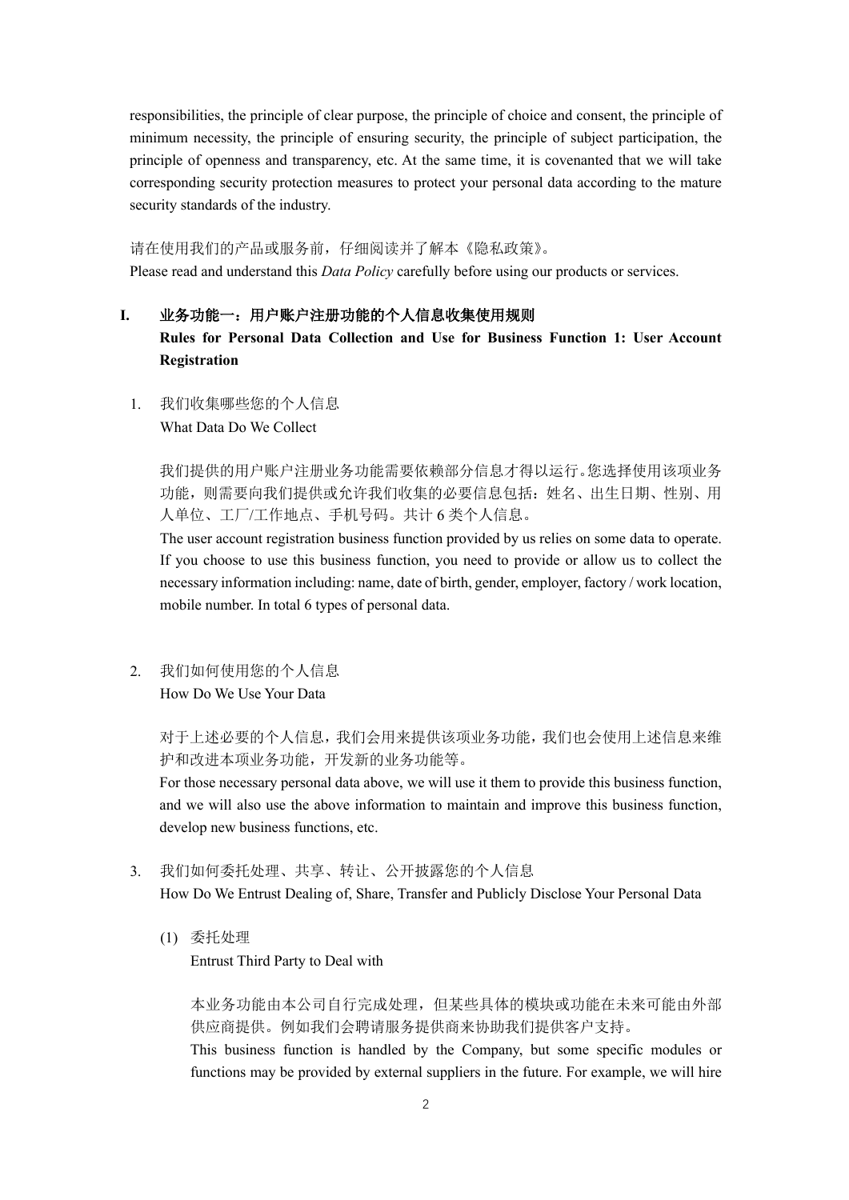responsibilities, the principle of clear purpose, the principle of choice and consent, the principle of minimum necessity, the principle of ensuring security, the principle of subject participation, the principle of openness and transparency, etc. At the same time, it is covenanted that we will take corresponding security protection measures to protect your personal data according to the mature security standards of the industry.

请在使用我们的产品或服务前，仔细阅读并了解本《隐私政策》。
Please read and understand this *Data Policy* carefully before using our products or services.

## I. 业务功能一：用户账户注册功能的个人信息收集使用规则 Rules for Personal Data Collection and Use for Business Function 1: User Account Registration

1. 我们收集哪些您的个人信息
   What Data Do We Collect

   我们提供的用户账户注册业务功能需要依赖部分信息才得以运行。您选择使用该项业务功能，则需要向我们提供或允许我们收集的必要信息包括：姓名、出生日期、性别、用人单位、工厂/工作地点、手机号码。共计 6 类个人信息。
   The user account registration business function provided by us relies on some data to operate. If you choose to use this business function, you need to provide or allow us to collect the necessary information including: name, date of birth, gender, employer, factory / work location, mobile number. In total 6 types of personal data.

2. 我们如何使用您的个人信息
   How Do We Use Your Data

   对于上述必要的个人信息，我们会用来提供该项业务功能，我们也会使用上述信息来维护和改进本项业务功能，开发新的业务功能等。
   For those necessary personal data above, we will use it them to provide this business function, and we will also use the above information to maintain and improve this business function, develop new business functions, etc.

3. 我们如何委托处理、共享、转让、公开披露您的个人信息
   How Do We Entrust Dealing of, Share, Transfer and Publicly Disclose Your Personal Data

   (1) 委托处理
   Entrust Third Party to Deal with

   本业务功能由本公司自行完成处理，但某些具体的模块或功能在未来可能由外部供应商提供。例如我们会聘请服务提供商来协助我们提供客户支持。
   This business function is handled by the Company, but some specific modules or functions may be provided by external suppliers in the future. For example, we will hire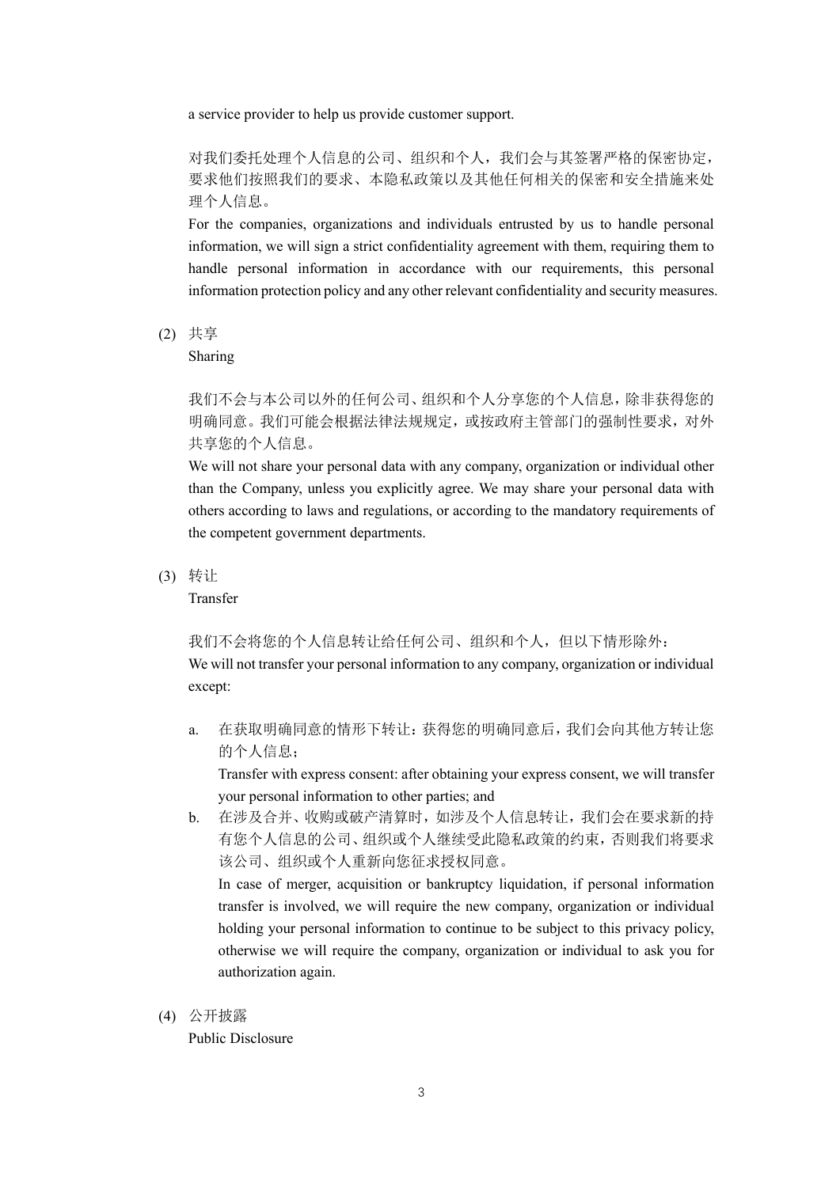a service provider to help us provide customer support.

对我们委托处理个人信息的公司、组织和个人，我们会与其签署严格的保密协定，要求他们按照我们的要求、本隐私政策以及其他任何相关的保密和安全措施来处理个人信息。
For the companies, organizations and individuals entrusted by us to handle personal information, we will sign a strict confidentiality agreement with them, requiring them to handle personal information in accordance with our requirements, this personal information protection policy and any other relevant confidentiality and security measures.

(2) 共享
Sharing

我们不会与本公司以外的任何公司、组织和个人分享您的个人信息，除非获得您的明确同意。我们可能会根据法律法规规定，或按政府主管部门的强制性要求，对外共享您的个人信息。
We will not share your personal data with any company, organization or individual other than the Company, unless you explicitly agree. We may share your personal data with others according to laws and regulations, or according to the mandatory requirements of the competent government departments.

(3) 转让
Transfer

我们不会将您的个人信息转让给任何公司、组织和个人，但以下情形除外：
We will not transfer your personal information to any company, organization or individual except:

a. 在获取明确同意的情形下转让：获得您的明确同意后，我们会向其他方转让您的个人信息；
Transfer with express consent: after obtaining your express consent, we will transfer your personal information to other parties; and
b. 在涉及合并、收购或破产清算时，如涉及个人信息转让，我们会在要求新的持有您个人信息的公司、组织或个人继续受此隐私政策的约束，否则我们将要求该公司、组织或个人重新向您征求授权同意。
In case of merger, acquisition or bankruptcy liquidation, if personal information transfer is involved, we will require the new company, organization or individual holding your personal information to continue to be subject to this privacy policy, otherwise we will require the company, organization or individual to ask you for authorization again.

(4) 公开披露
Public Disclosure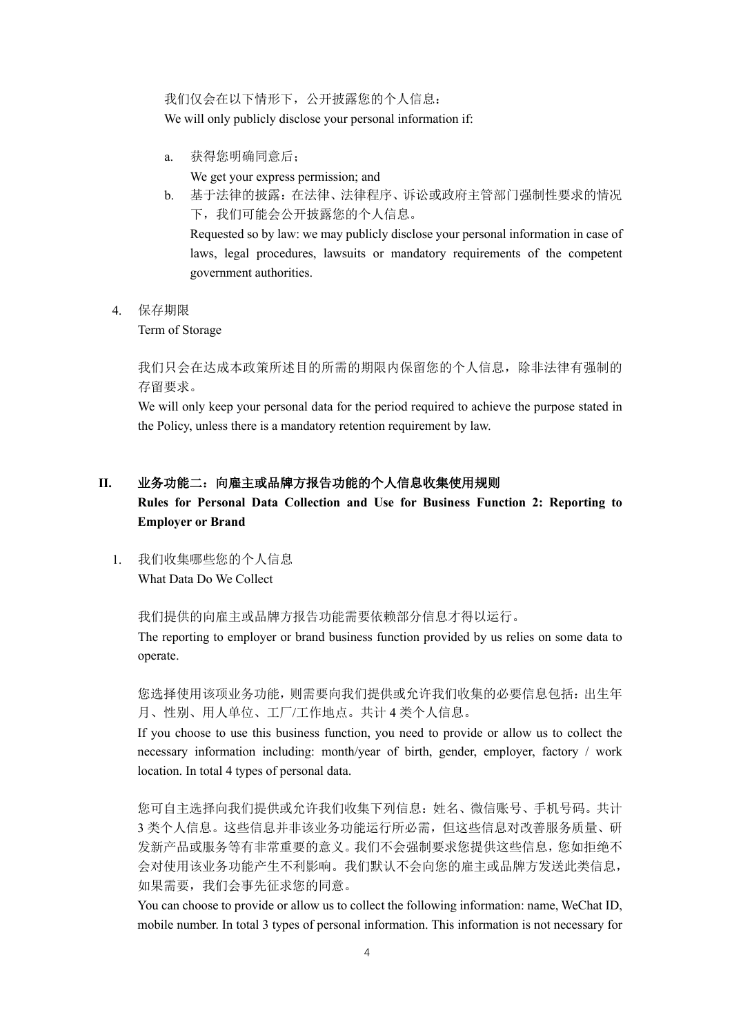我们仅会在以下情形下，公开披露您的个人信息：
We will only publicly disclose your personal information if:

a. 获得您明确同意后；
   We get your express permission; and
b. 基于法律的披露：在法律、法律程序、诉讼或政府主管部门强制性要求的情况下，我们可能会公开披露您的个人信息。
   Requested so by law: we may publicly disclose your personal information in case of laws, legal procedures, lawsuits or mandatory requirements of the competent government authorities.

4. 保存期限
   Term of Storage

我们只会在达成本政策所述目的所需的期限内保留您的个人信息，除非法律有强制的存留要求。
We will only keep your personal data for the period required to achieve the purpose stated in the Policy, unless there is a mandatory retention requirement by law.

## II. 业务功能二：向雇主或品牌方报告功能的个人信息收集使用规则
**Rules for Personal Data Collection and Use for Business Function 2: Reporting to Employer or Brand**

1. 我们收集哪些您的个人信息
   What Data Do We Collect

我们提供的向雇主或品牌方报告功能需要依赖部分信息才得以运行。
The reporting to employer or brand business function provided by us relies on some data to operate.

您选择使用该项业务功能，则需要向我们提供或允许我们收集的必要信息包括：出生年月、性别、用人单位、工厂/工作地点。共计 4 类个人信息。
If you choose to use this business function, you need to provide or allow us to collect the necessary information including: month/year of birth, gender, employer, factory / work location. In total 4 types of personal data.

您可自主选择向我们提供或允许我们收集下列信息：姓名、微信账号、手机号码。共计 3 类个人信息。这些信息并非该业务功能运行所必需，但这些信息对改善服务质量、研发新产品或服务等有非常重要的意义。我们不会强制要求您提供这些信息，您如拒绝不会对使用该业务功能产生不利影响。我们默认不会向您的雇主或品牌方发送此类信息，如果需要，我们会事先征求您的同意。
You can choose to provide or allow us to collect the following information: name, WeChat ID, mobile number. In total 3 types of personal information. This information is not necessary for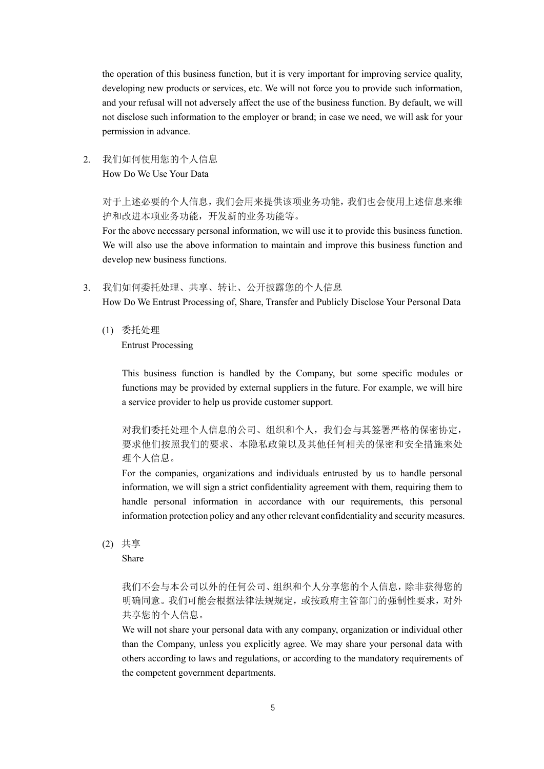the operation of this business function, but it is very important for improving service quality, developing new products or services, etc. We will not force you to provide such information, and your refusal will not adversely affect the use of the business function. By default, we will not disclose such information to the employer or brand; in case we need, we will ask for your permission in advance.

2. 我们如何使用您的个人信息
   How Do We Use Your Data

   对于上述必要的个人信息，我们会用来提供该项业务功能，我们也会使用上述信息来维护和改进本项业务功能，开发新的业务功能等。
   For the above necessary personal information, we will use it to provide this business function. We will also use the above information to maintain and improve this business function and develop new business functions.

3. 我们如何委托处理、共享、转让、公开披露您的个人信息
   How Do We Entrust Processing of, Share, Transfer and Publicly Disclose Your Personal Data

   (1) 委托处理
   Entrust Processing

   This business function is handled by the Company, but some specific modules or functions may be provided by external suppliers in the future. For example, we will hire a service provider to help us provide customer support.

   对我们委托处理个人信息的公司、组织和个人，我们会与其签署严格的保密协定，要求他们按照我们的要求、本隐私政策以及其他任何相关的保密和安全措施来处理个人信息。
   For the companies, organizations and individuals entrusted by us to handle personal information, we will sign a strict confidentiality agreement with them, requiring them to handle personal information in accordance with our requirements, this personal information protection policy and any other relevant confidentiality and security measures.

   (2) 共享
   Share

   我们不会与本公司以外的任何公司、组织和个人分享您的个人信息，除非获得您的明确同意。我们可能会根据法律法规规定，或按政府主管部门的强制性要求，对外共享您的个人信息。
   We will not share your personal data with any company, organization or individual other than the Company, unless you explicitly agree. We may share your personal data with others according to laws and regulations, or according to the mandatory requirements of the competent government departments.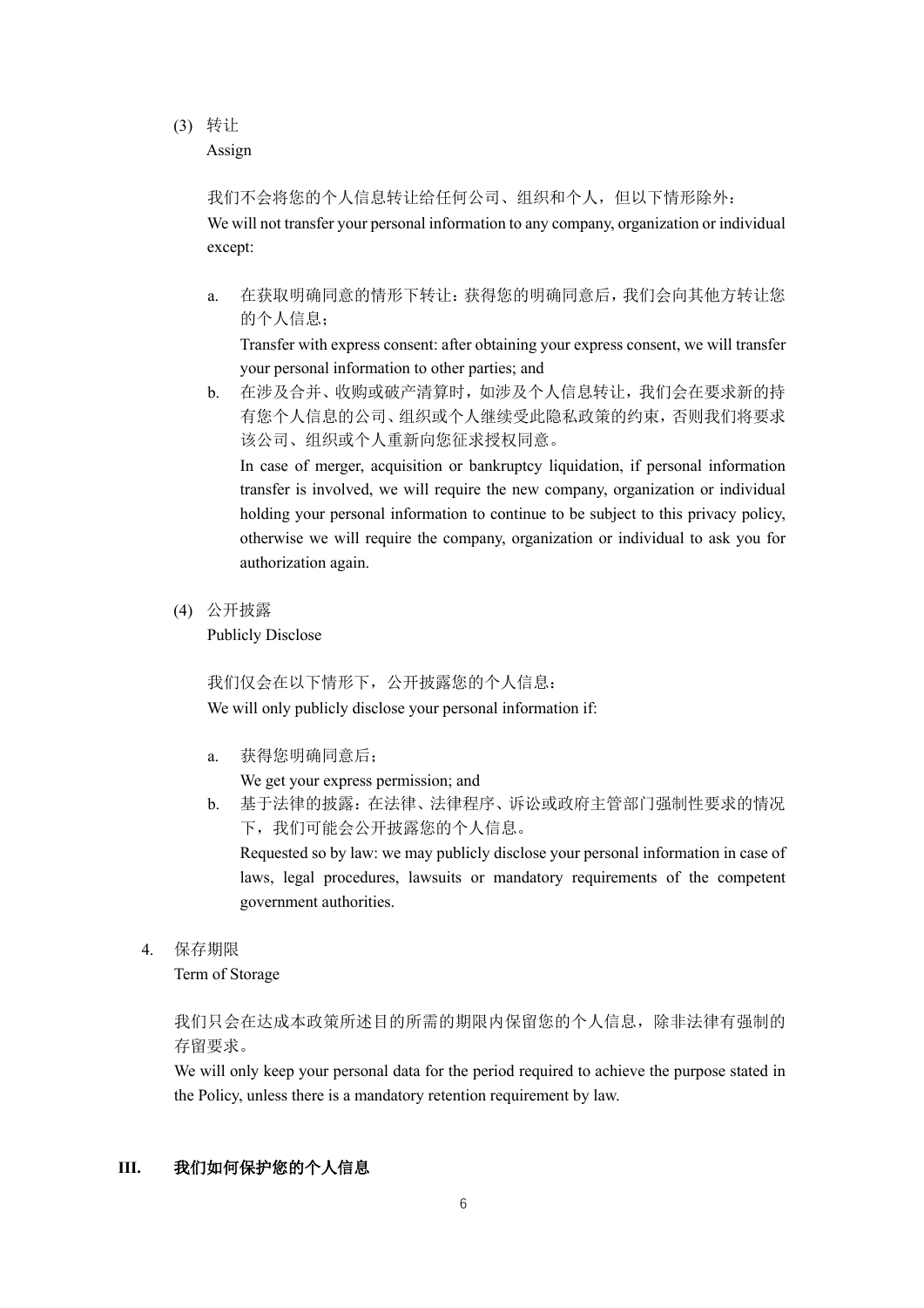(3) 转让
Assign

我们不会将您的个人信息转让给任何公司、组织和个人，但以下情形除外：
We will not transfer your personal information to any company, organization or individual except:

a. 在获取明确同意的情形下转让：获得您的明确同意后，我们会向其他方转让您的个人信息；
Transfer with express consent: after obtaining your express consent, we will transfer your personal information to other parties; and
b. 在涉及合并、收购或破产清算时，如涉及个人信息转让，我们会在要求新的持有您个人信息的公司、组织或个人继续受此隐私政策的约束，否则我们将要求该公司、组织或个人重新向您征求授权同意。
In case of merger, acquisition or bankruptcy liquidation, if personal information transfer is involved, we will require the new company, organization or individual holding your personal information to continue to be subject to this privacy policy, otherwise we will require the company, organization or individual to ask you for authorization again.

(4) 公开披露
Publicly Disclose

我们仅会在以下情形下，公开披露您的个人信息：
We will only publicly disclose your personal information if:

a. 获得您明确同意后；
We get your express permission; and
b. 基于法律的披露：在法律、法律程序、诉讼或政府主管部门强制性要求的情况下，我们可能会公开披露您的个人信息。
Requested so by law: we may publicly disclose your personal information in case of laws, legal procedures, lawsuits or mandatory requirements of the competent government authorities.

4. 保存期限
Term of Storage

我们只会在达成本政策所述目的所需的期限内保留您的个人信息，除非法律有强制的存留要求。
We will only keep your personal data for the period required to achieve the purpose stated in the Policy, unless there is a mandatory retention requirement by law.

## III. 我们如何保护您的个人信息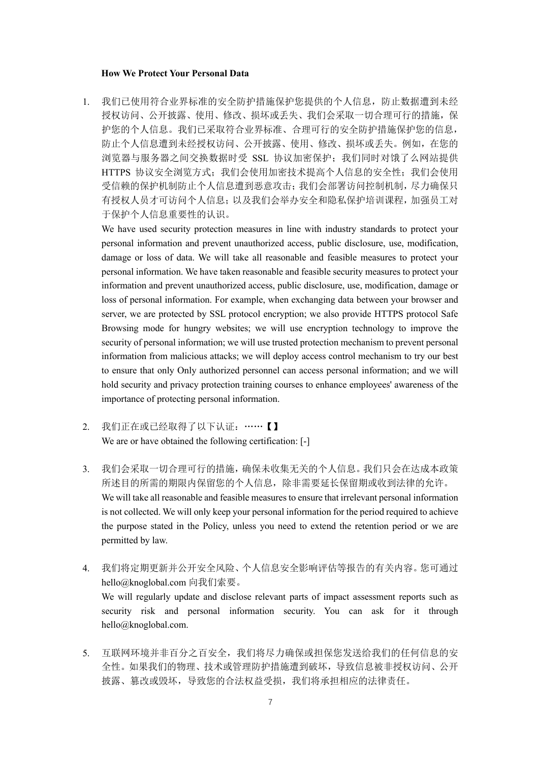**How We Protect Your Personal Data**

1. 我们已使用符合业界标准的安全防护措施保护您提供的个人信息，防止数据遭到未经授权访问、公开披露、使用、修改、损坏或丢失、我们会采取一切合理可行的措施，保护您的个人信息。我们已采取符合业界标准、合理可行的安全防护措施保护您的信息，防止个人信息遭到未经授权访问、公开披露、使用、修改、损坏或丢失。例如，在您的浏览器与服务器之间交换数据时受 SSL 协议加密保护；我们同时对饿了么网站提供 HTTPS 协议安全浏览方式；我们会使用加密技术提高个人信息的安全性；我们会使用受信赖的保护机制防止个人信息遭到恶意攻击；我们会部署访问控制机制，尽力确保只有授权人员才可访问个人信息；以及我们会举办安全和隐私保护培训课程，加强员工对于保护个人信息重要性的认识。
   We have used security protection measures in line with industry standards to protect your personal information and prevent unauthorized access, public disclosure, use, modification, damage or loss of data. We will take all reasonable and feasible measures to protect your personal information. We have taken reasonable and feasible security measures to protect your information and prevent unauthorized access, public disclosure, use, modification, damage or loss of personal information. For example, when exchanging data between your browser and server, we are protected by SSL protocol encryption; we also provide HTTPS protocol Safe Browsing mode for hungry websites; we will use encryption technology to improve the security of personal information; we will use trusted protection mechanism to prevent personal information from malicious attacks; we will deploy access control mechanism to try our best to ensure that only Only authorized personnel can access personal information; and we will hold security and privacy protection training courses to enhance employees' awareness of the importance of protecting personal information.

2. 我们正在或已经取得了以下认证：……【】
   We are or have obtained the following certification: [-]

3. 我们会采取一切合理可行的措施，确保未收集无关的个人信息。我们只会在达成本政策所述目的所需的期限内保留您的个人信息，除非需要延长保留期或收到法律的允许。
   We will take all reasonable and feasible measures to ensure that irrelevant personal information is not collected. We will only keep your personal information for the period required to achieve the purpose stated in the Policy, unless you need to extend the retention period or we are permitted by law.

4. 我们将定期更新并公开安全风险、个人信息安全影响评估等报告的有关内容。您可通过 hello@knoglobal.com 向我们索要。
   We will regularly update and disclose relevant parts of impact assessment reports such as security risk and personal information security. You can ask for it through hello@knoglobal.com.

5. 互联网环境并非百分之百安全，我们将尽力确保或担保您发送给我们的任何信息的安全性。如果我们的物理、技术或管理防护措施遭到破坏，导致信息被非授权访问、公开披露、篡改或毁坏，导致您的合法权益受损，我们将承担相应的法律责任。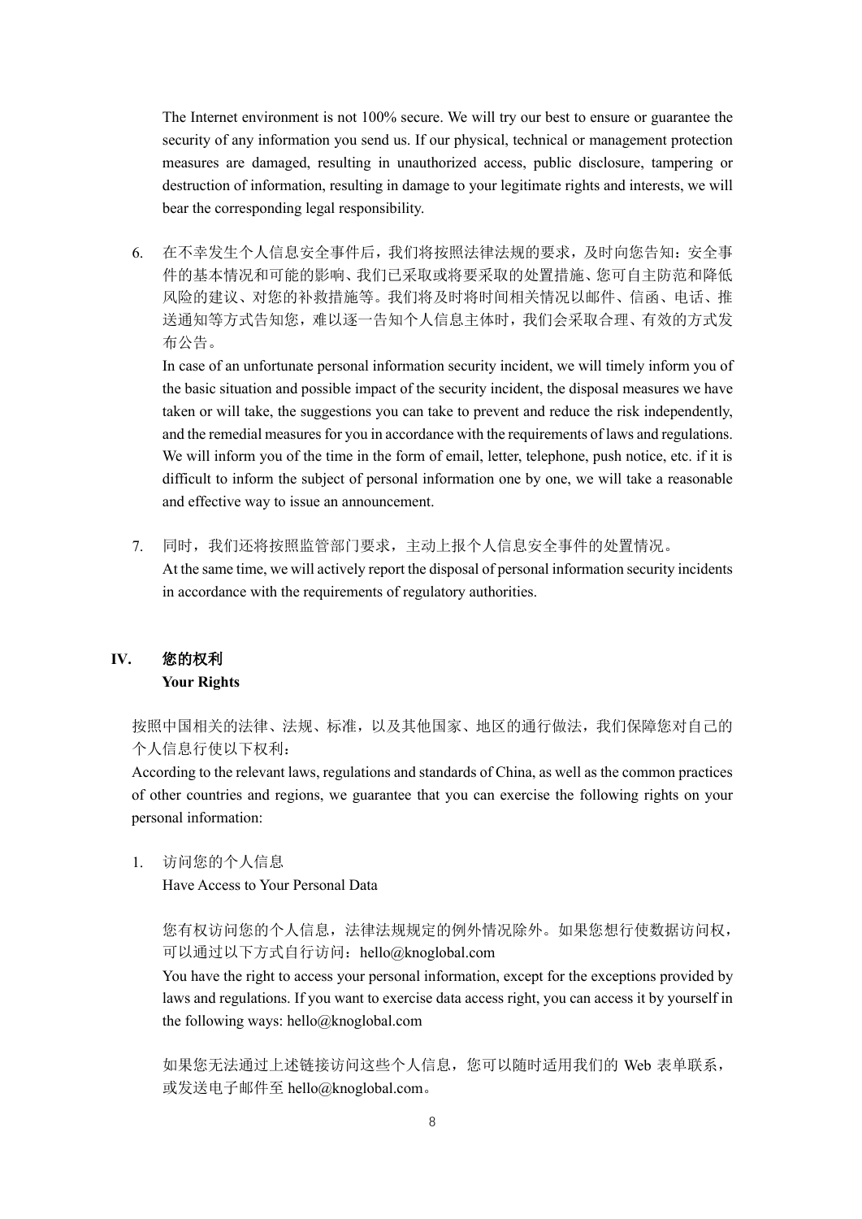The Internet environment is not 100% secure. We will try our best to ensure or guarantee the security of any information you send us. If our physical, technical or management protection measures are damaged, resulting in unauthorized access, public disclosure, tampering or destruction of information, resulting in damage to your legitimate rights and interests, we will bear the corresponding legal responsibility.

6. 在不幸发生个人信息安全事件后，我们将按照法律法规的要求，及时向您告知：安全事件的基本情况和可能的影响、我们已采取或将要采取的处置措施、您可自主防范和降低风险的建议、对您的补救措施等。我们将及时将时间相关情况以邮件、信函、电话、推送通知等方式告知您，难以逐一告知个人信息主体时，我们会采取合理、有效的方式发布公告。
   In case of an unfortunate personal information security incident, we will timely inform you of the basic situation and possible impact of the security incident, the disposal measures we have taken or will take, the suggestions you can take to prevent and reduce the risk independently, and the remedial measures for you in accordance with the requirements of laws and regulations. We will inform you of the time in the form of email, letter, telephone, push notice, etc. if it is difficult to inform the subject of personal information one by one, we will take a reasonable and effective way to issue an announcement.

7. 同时，我们还将按照监管部门要求，主动上报个人信息安全事件的处置情况。
   At the same time, we will actively report the disposal of personal information security incidents in accordance with the requirements of regulatory authorities.

## IV. 您的权利 Your Rights

按照中国相关的法律、法规、标准，以及其他国家、地区的通行做法，我们保障您对自己的个人信息行使以下权利：
According to the relevant laws, regulations and standards of China, as well as the common practices of other countries and regions, we guarantee that you can exercise the following rights on your personal information:

1. 访问您的个人信息
   Have Access to Your Personal Data

   您有权访问您的个人信息，法律法规规定的例外情况除外。如果您想行使数据访问权，可以通过以下方式自行访问：hello@knoglobal.com
   You have the right to access your personal information, except for the exceptions provided by laws and regulations. If you want to exercise data access right, you can access it by yourself in the following ways: hello@knoglobal.com

   如果您无法通过上述链接访问这些个人信息，您可以随时适用我们的 Web 表单联系，或发送电子邮件至 hello@knoglobal.com。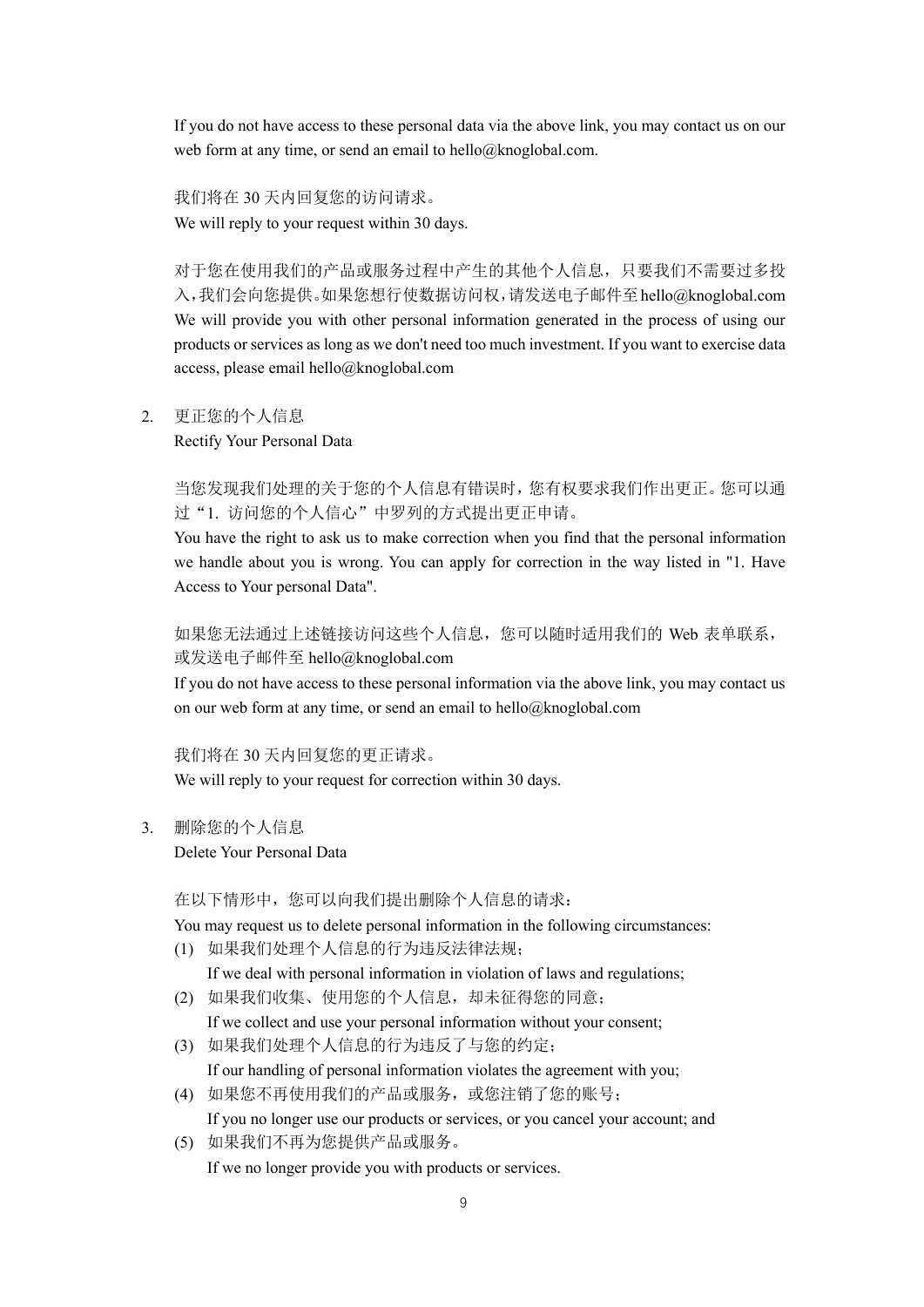If you do not have access to these personal data via the above link, you may contact us on our web form at any time, or send an email to hello@knoglobal.com.

我们将在 30 天内回复您的访问请求。
We will reply to your request within 30 days.

对于您在使用我们的产品或服务过程中产生的其他个人信息，只要我们不需要过多投入，我们会向您提供。如果您想行使数据访问权，请发送电子邮件至 hello@knoglobal.com
We will provide you with other personal information generated in the process of using our products or services as long as we don't need too much investment. If you want to exercise data access, please email hello@knoglobal.com

2. 更正您的个人信息
   Rectify Your Personal Data

   当您发现我们处理的关于您的个人信息有错误时，您有权要求我们作出更正。您可以通过“1. 访问您的个人信心”中罗列的方式提出更正申请。
   You have the right to ask us to make correction when you find that the personal information we handle about you is wrong. You can apply for correction in the way listed in "1. Have Access to Your personal Data".

   如果您无法通过上述链接访问这些个人信息，您可以随时适用我们的 Web 表单联系，或发送电子邮件至 hello@knoglobal.com
   If you do not have access to these personal information via the above link, you may contact us on our web form at any time, or send an email to hello@knoglobal.com

   我们将在 30 天内回复您的更正请求。
   We will reply to your request for correction within 30 days.

3. 删除您的个人信息
   Delete Your Personal Data

   在以下情形中，您可以向我们提出删除个人信息的请求：
   You may request us to delete personal information in the following circumstances:

   (1) 如果我们处理个人信息的行为违反法律法规；
       If we deal with personal information in violation of laws and regulations;
   (2) 如果我们收集、使用您的个人信息，却未征得您的同意；
       If we collect and use your personal information without your consent;
   (3) 如果我们处理个人信息的行为违反了与您的约定；
       If our handling of personal information violates the agreement with you;
   (4) 如果您不再使用我们的产品或服务，或您注销了您的账号；
       If you no longer use our products or services, or you cancel your account; and
   (5) 如果我们不再为您提供产品或服务。
       If we no longer provide you with products or services.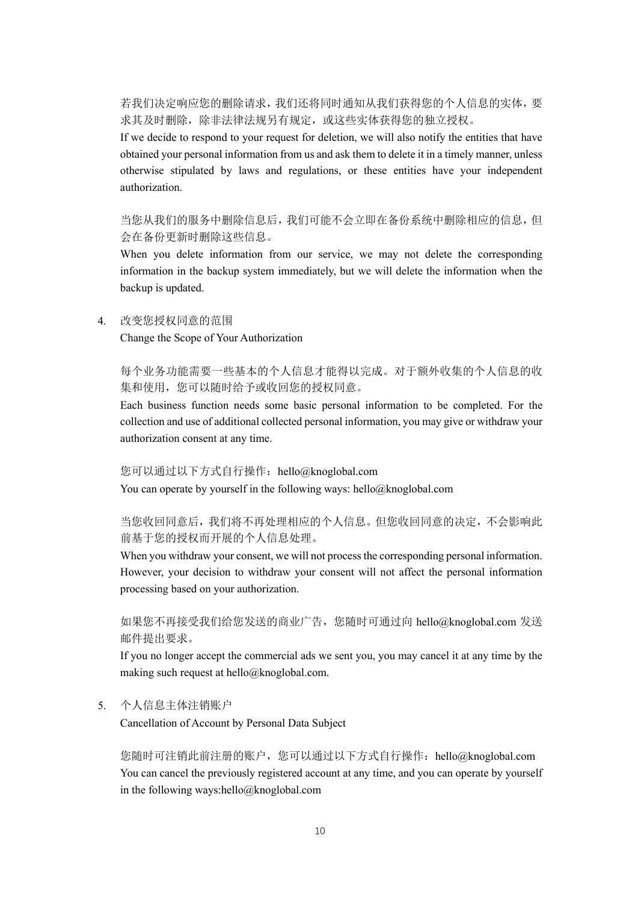若我们决定响应您的删除请求，我们还将同时通知从我们获得您的个人信息的实体，要求其及时删除，除非法律法规另有规定，或这些实体获得您的独立授权。
If we decide to respond to your request for deletion, we will also notify the entities that have obtained your personal information from us and ask them to delete it in a timely manner, unless otherwise stipulated by laws and regulations, or these entities have your independent authorization.

当您从我们的服务中删除信息后，我们可能不会立即在备份系统中删除相应的信息，但会在备份更新时删除这些信息。
When you delete information from our service, we may not delete the corresponding information in the backup system immediately, but we will delete the information when the backup is updated.

4. 改变您授权同意的范围
   Change the Scope of Your Authorization

   每个业务功能需要一些基本的个人信息才能得以完成。对于额外收集的个人信息的收集和使用，您可以随时给予或收回您的授权同意。
   Each business function needs some basic personal information to be completed. For the collection and use of additional collected personal information, you may give or withdraw your authorization consent at any time.

   您可以通过以下方式自行操作：hello@knoglobal.com
   You can operate by yourself in the following ways: hello@knoglobal.com

   当您收回同意后，我们将不再处理相应的个人信息。但您收回同意的决定，不会影响此前基于您的授权而开展的个人信息处理。
   When you withdraw your consent, we will not process the corresponding personal information. However, your decision to withdraw your consent will not affect the personal information processing based on your authorization.

   如果您不再接受我们给您发送的商业广告，您随时可通过向 hello@knoglobal.com 发送邮件提出要求。
   If you no longer accept the commercial ads we sent you, you may cancel it at any time by the making such request at hello@knoglobal.com.

5. 个人信息主体注销账户
   Cancellation of Account by Personal Data Subject

   您随时可注销此前注册的账户，您可以通过以下方式自行操作：hello@knoglobal.com
   You can cancel the previously registered account at any time, and you can operate by yourself in the following ways:hello@knoglobal.com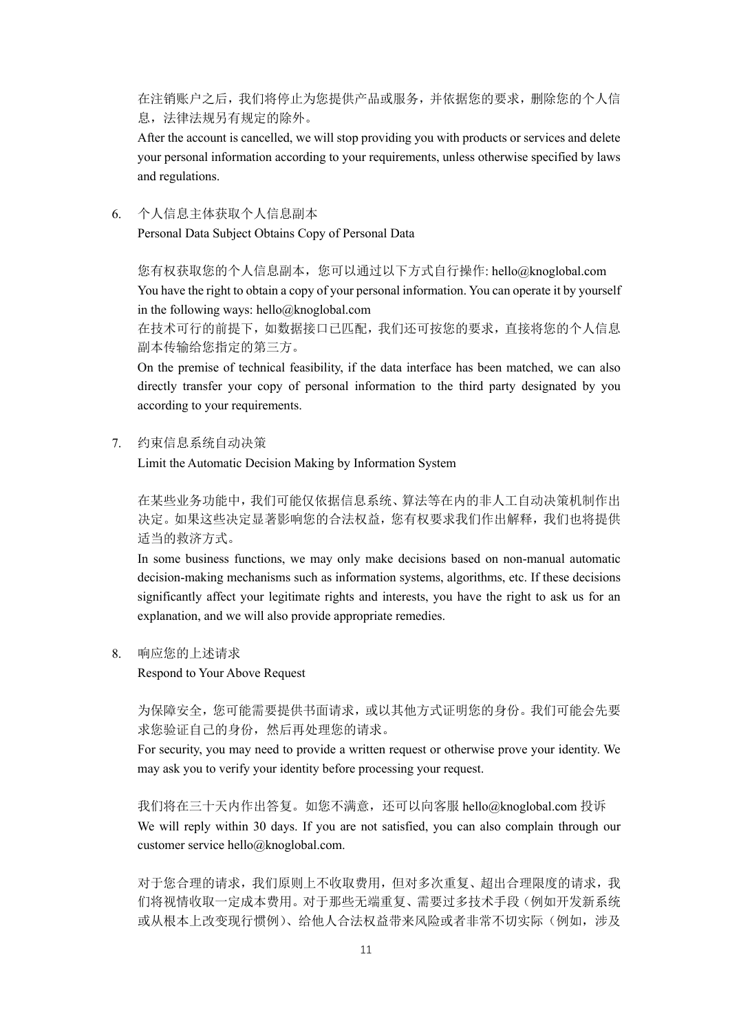在注销账户之后，我们将停止为您提供产品或服务，并依据您的要求，删除您的个人信息，法律法规另有规定的除外。

After the account is cancelled, we will stop providing you with products or services and delete your personal information according to your requirements, unless otherwise specified by laws and regulations.

6. 个人信息主体获取个人信息副本
   Personal Data Subject Obtains Copy of Personal Data

   您有权获取您的个人信息副本，您可以通过以下方式自行操作: hello@knoglobal.com
   You have the right to obtain a copy of your personal information. You can operate it by yourself in the following ways: hello@knoglobal.com
   在技术可行的前提下，如数据接口已匹配，我们还可按您的要求，直接将您的个人信息副本传输给您指定的第三方。
   On the premise of technical feasibility, if the data interface has been matched, we can also directly transfer your copy of personal information to the third party designated by you according to your requirements.

7. 约束信息系统自动决策
   Limit the Automatic Decision Making by Information System

   在某些业务功能中，我们可能仅依据信息系统、算法等在内的非人工自动决策机制作出决定。如果这些决定显著影响您的合法权益，您有权要求我们作出解释，我们也将提供适当的救济方式。
   In some business functions, we may only make decisions based on non-manual automatic decision-making mechanisms such as information systems, algorithms, etc. If these decisions significantly affect your legitimate rights and interests, you have the right to ask us for an explanation, and we will also provide appropriate remedies.

8. 响应您的上述请求
   Respond to Your Above Request

   为保障安全，您可能需要提供书面请求，或以其他方式证明您的身份。我们可能会先要求您验证自己的身份，然后再处理您的请求。
   For security, you may need to provide a written request or otherwise prove your identity. We may ask you to verify your identity before processing your request.

   我们将在三十天内作出答复。如您不满意，还可以向客服 hello@knoglobal.com 投诉
   We will reply within 30 days. If you are not satisfied, you can also complain through our customer service hello@knoglobal.com.

   对于您合理的请求，我们原则上不收取费用，但对多次重复、超出合理限度的请求，我们将视情收取一定成本费用。对于那些无端重复、需要过多技术手段（例如开发新系统或从根本上改变现行惯例）、给他人合法权益带来风险或者非常不切实际（例如，涉及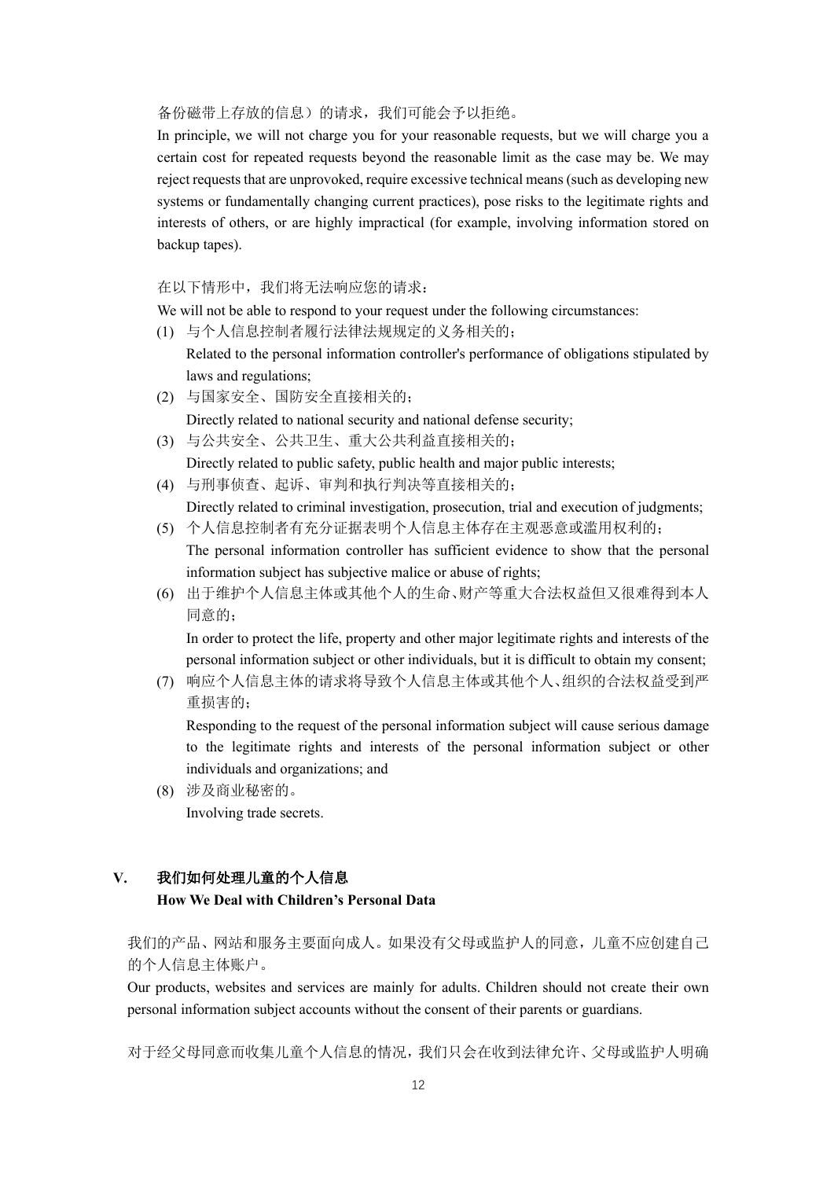备份磁带上存放的信息）的请求，我们可能会予以拒绝。

In principle, we will not charge you for your reasonable requests, but we will charge you a certain cost for repeated requests beyond the reasonable limit as the case may be. We may reject requests that are unprovoked, require excessive technical means (such as developing new systems or fundamentally changing current practices), pose risks to the legitimate rights and interests of others, or are highly impractical (for example, involving information stored on backup tapes).

在以下情形中，我们将无法响应您的请求：

We will not be able to respond to your request under the following circumstances:

(1) 与个人信息控制者履行法律法规规定的义务相关的；
Related to the personal information controller's performance of obligations stipulated by laws and regulations;
(2) 与国家安全、国防安全直接相关的；
Directly related to national security and national defense security;
(3) 与公共安全、公共卫生、重大公共利益直接相关的；
Directly related to public safety, public health and major public interests;
(4) 与刑事侦查、起诉、审判和执行判决等直接相关的；
Directly related to criminal investigation, prosecution, trial and execution of judgments;
(5) 个人信息控制者有充分证据表明个人信息主体存在主观恶意或滥用权利的；
The personal information controller has sufficient evidence to show that the personal information subject has subjective malice or abuse of rights;
(6) 出于维护个人信息主体或其他个人的生命、财产等重大合法权益但又很难得到本人同意的；
In order to protect the life, property and other major legitimate rights and interests of the personal information subject or other individuals, but it is difficult to obtain my consent;
(7) 响应个人信息主体的请求将导致个人信息主体或其他个人、组织的合法权益受到严重损害的；
Responding to the request of the personal information subject will cause serious damage to the legitimate rights and interests of the personal information subject or other individuals and organizations; and
(8) 涉及商业秘密的。
Involving trade secrets.

## V. 我们如何处理儿童的个人信息 How We Deal with Children's Personal Data

我们的产品、网站和服务主要面向成人。如果没有父母或监护人的同意，儿童不应创建自己的个人信息主体账户。

Our products, websites and services are mainly for adults. Children should not create their own personal information subject accounts without the consent of their parents or guardians.

对于经父母同意而收集儿童个人信息的情况，我们只会在收到法律允许、父母或监护人明确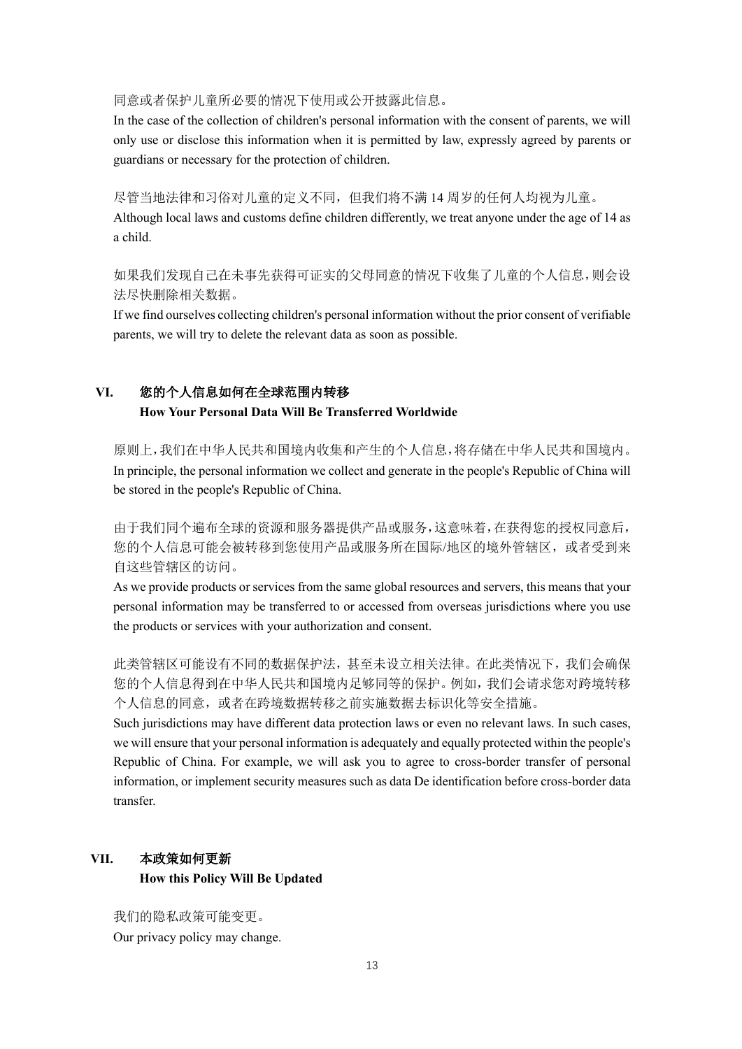同意或者保护儿童所必要的情况下使用或公开披露此信息。

In the case of the collection of children's personal information with the consent of parents, we will only use or disclose this information when it is permitted by law, expressly agreed by parents or guardians or necessary for the protection of children.

尽管当地法律和习俗对儿童的定义不同，但我们将不满 14 周岁的任何人均视为儿童。

Although local laws and customs define children differently, we treat anyone under the age of 14 as a child.

如果我们发现自己在未事先获得可证实的父母同意的情况下收集了儿童的个人信息，则会设法尽快删除相关数据。

If we find ourselves collecting children's personal information without the prior consent of verifiable parents, we will try to delete the relevant data as soon as possible.

## VI. 您的个人信息如何在全球范围内转移 How Your Personal Data Will Be Transferred Worldwide

原则上，我们在中华人民共和国境内收集和产生的个人信息，将存储在中华人民共和国境内。

In principle, the personal information we collect and generate in the people's Republic of China will be stored in the people's Republic of China.

由于我们同个遍布全球的资源和服务器提供产品或服务，这意味着，在获得您的授权同意后，您的个人信息可能会被转移到您使用产品或服务所在国际/地区的境外管辖区，或者受到来自这些管辖区的访问。

As we provide products or services from the same global resources and servers, this means that your personal information may be transferred to or accessed from overseas jurisdictions where you use the products or services with your authorization and consent.

此类管辖区可能设有不同的数据保护法，甚至未设立相关法律。在此类情况下，我们会确保您的个人信息得到在中华人民共和国境内足够同等的保护。例如，我们会请求您对跨境转移个人信息的同意，或者在跨境数据转移之前实施数据去标识化等安全措施。

Such jurisdictions may have different data protection laws or even no relevant laws. In such cases, we will ensure that your personal information is adequately and equally protected within the people's Republic of China. For example, we will ask you to agree to cross-border transfer of personal information, or implement security measures such as data De identification before cross-border data transfer.

## VII. 本政策如何更新 How this Policy Will Be Updated

我们的隐私政策可能变更。

Our privacy policy may change.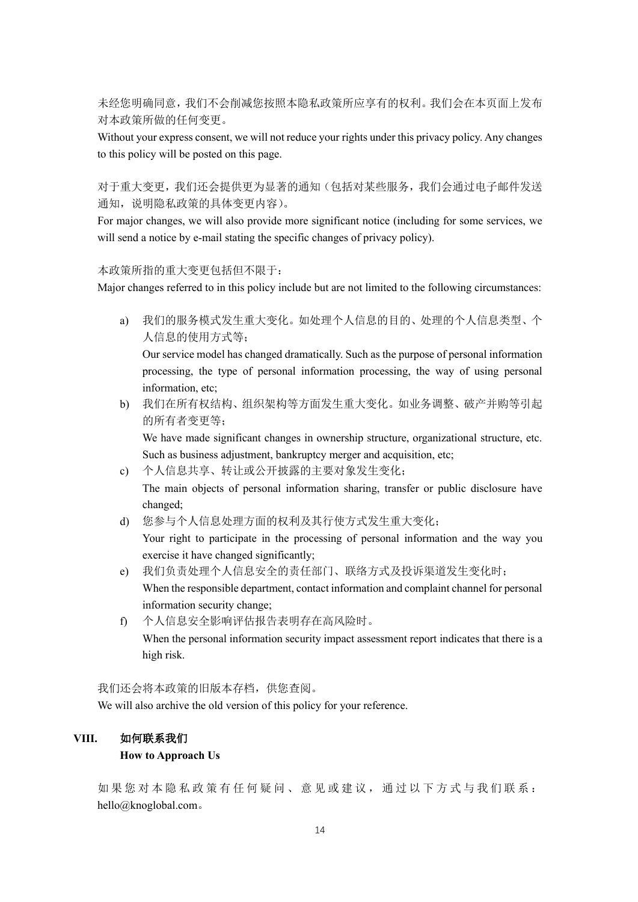未经您明确同意，我们不会削减您按照本隐私政策所应享有的权利。我们会在本页面上发布对本政策所做的任何变更。
Without your express consent, we will not reduce your rights under this privacy policy. Any changes to this policy will be posted on this page.

对于重大变更，我们还会提供更为显著的通知（包括对某些服务，我们会通过电子邮件发送通知，说明隐私政策的具体变更内容）。
For major changes, we will also provide more significant notice (including for some services, we will send a notice by e-mail stating the specific changes of privacy policy).

本政策所指的重大变更包括但不限于：
Major changes referred to in this policy include but are not limited to the following circumstances:

a) 我们的服务模式发生重大变化。如处理个人信息的目的、处理的个人信息类型、个人信息的使用方式等；
   Our service model has changed dramatically. Such as the purpose of personal information processing, the type of personal information processing, the way of using personal information, etc;
b) 我们在所有权结构、组织架构等方面发生重大变化。如业务调整、破产并购等引起的所有者变更等；
   We have made significant changes in ownership structure, organizational structure, etc. Such as business adjustment, bankruptcy merger and acquisition, etc;
c) 个人信息共享、转让或公开披露的主要对象发生变化；
   The main objects of personal information sharing, transfer or public disclosure have changed;
d) 您参与个人信息处理方面的权利及其行使方式发生重大变化；
   Your right to participate in the processing of personal information and the way you exercise it have changed significantly;
e) 我们负责处理个人信息安全的责任部门、联络方式及投诉渠道发生变化时；
   When the responsible department, contact information and complaint channel for personal information security change;
f) 个人信息安全影响评估报告表明存在高风险时。
   When the personal information security impact assessment report indicates that there is a high risk.

我们还会将本政策的旧版本存档，供您查阅。
We will also archive the old version of this policy for your reference.

## VIII. 如何联系我们 How to Approach Us

如果您对本隐私政策有任何疑问、意见或建议，通过以下方式与我们联系：hello@knoglobal.com。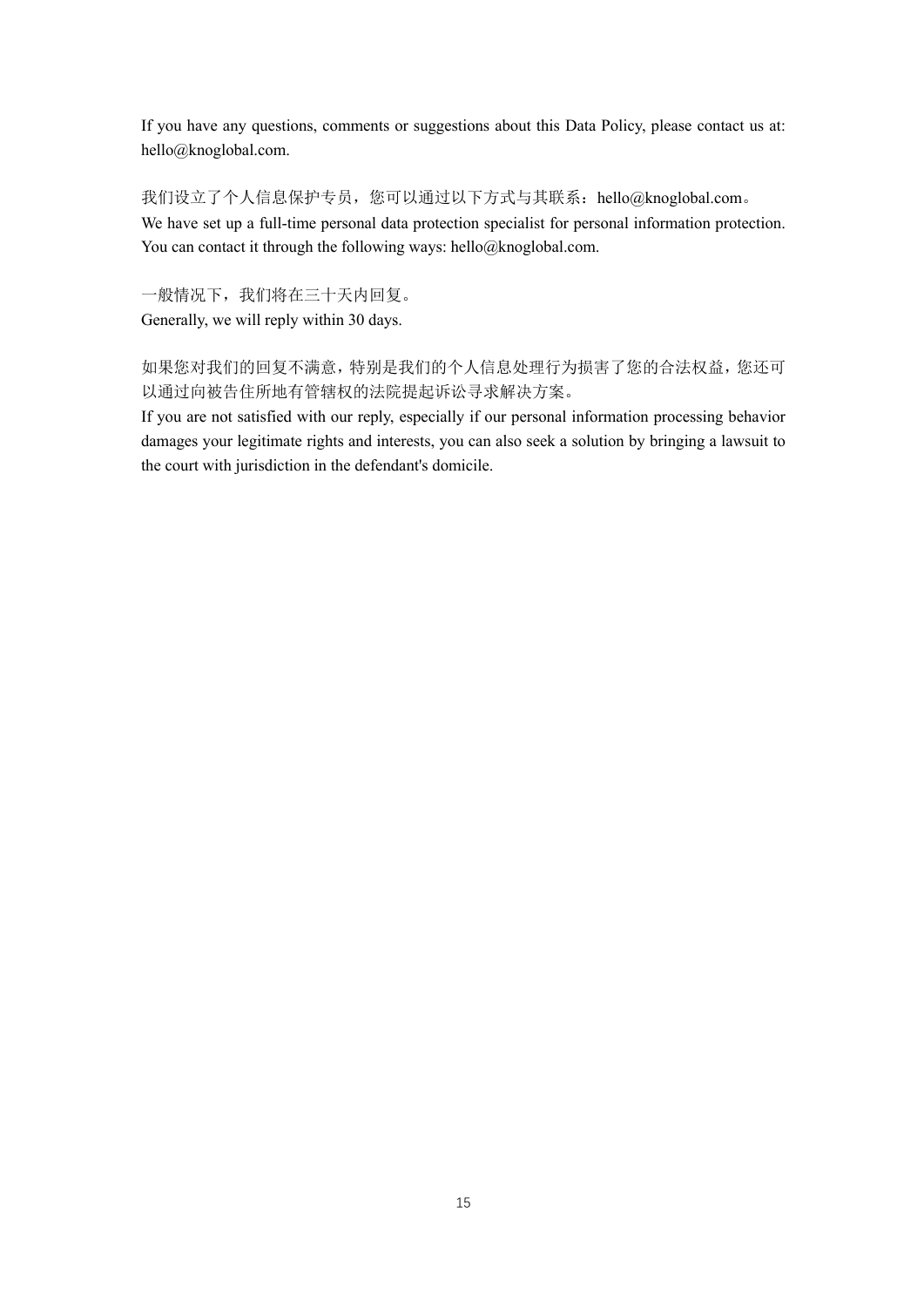If you have any questions, comments or suggestions about this Data Policy, please contact us at: hello@knoglobal.com.

我们设立了个人信息保护专员，您可以通过以下方式与其联系：hello@knoglobal.com。
We have set up a full-time personal data protection specialist for personal information protection. You can contact it through the following ways: hello@knoglobal.com.

一般情况下，我们将在三十天内回复。
Generally, we will reply within 30 days.

如果您对我们的回复不满意，特别是我们的个人信息处理行为损害了您的合法权益，您还可以通过向被告住所地有管辖权的法院提起诉讼寻求解决方案。
If you are not satisfied with our reply, especially if our personal information processing behavior damages your legitimate rights and interests, you can also seek a solution by bringing a lawsuit to the court with jurisdiction in the defendant's domicile.